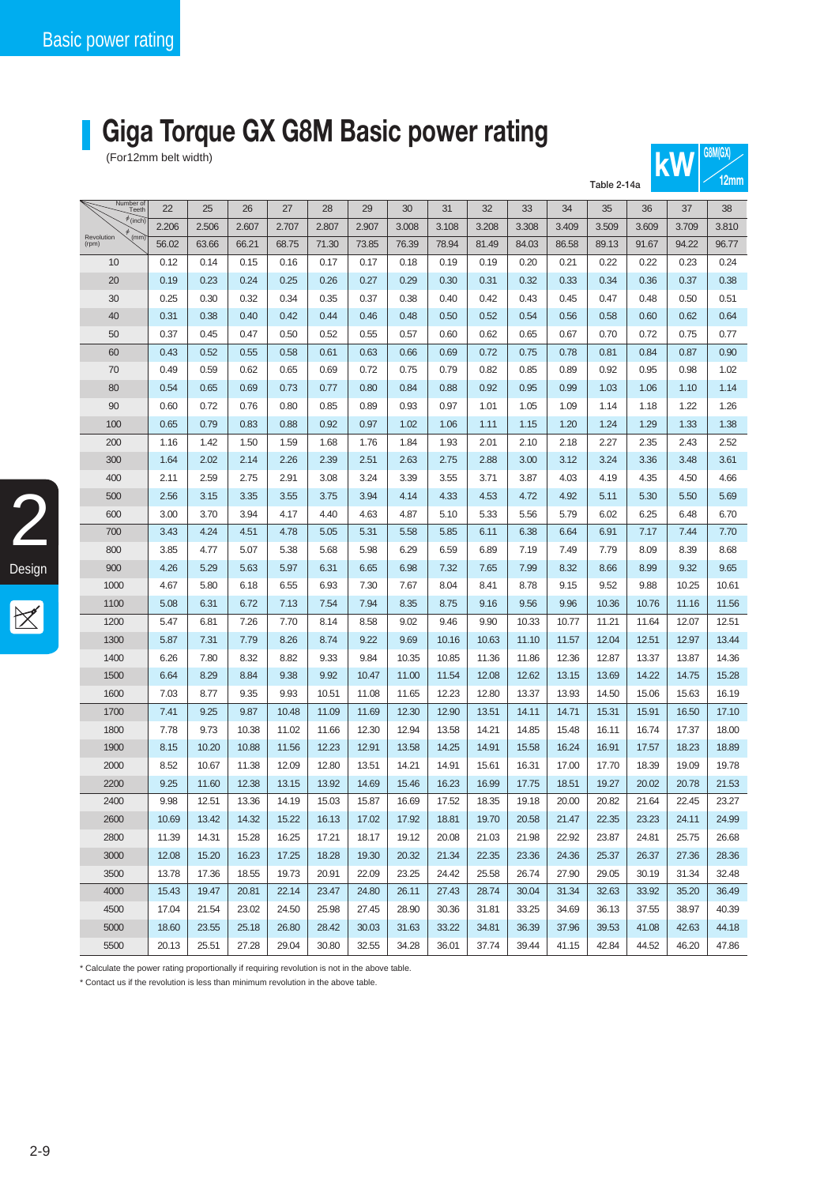# Giga Torque GX G8M Basic power rating

(For12mm belt width)

Table 2-14a

kW G8M(GX) 12mm

| Revolution (rpm) \ Number of Teeth | 22 | 25 | 26 | 27 | 28 | 29 | 30 | 31 | 32 | 33 | 34 | 35 | 36 | 37 | 38 |
|---|---|---|---|---|---|---|---|---|---|---|---|---|---|---|---|
| ϕ (inch) | 2.206 | 2.506 | 2.607 | 2.707 | 2.807 | 2.907 | 3.008 | 3.108 | 3.208 | 3.308 | 3.409 | 3.509 | 3.609 | 3.709 | 3.810 |
| ϕ (mm) | 56.02 | 63.66 | 66.21 | 68.75 | 71.30 | 73.85 | 76.39 | 78.94 | 81.49 | 84.03 | 86.58 | 89.13 | 91.67 | 94.22 | 96.77 |
| 10 | 0.12 | 0.14 | 0.15 | 0.16 | 0.17 | 0.17 | 0.18 | 0.19 | 0.19 | 0.20 | 0.21 | 0.22 | 0.22 | 0.23 | 0.24 |
| 20 | 0.19 | 0.23 | 0.24 | 0.25 | 0.26 | 0.27 | 0.29 | 0.30 | 0.31 | 0.32 | 0.33 | 0.34 | 0.36 | 0.37 | 0.38 |
| 30 | 0.25 | 0.30 | 0.32 | 0.34 | 0.35 | 0.37 | 0.38 | 0.40 | 0.42 | 0.43 | 0.45 | 0.47 | 0.48 | 0.50 | 0.51 |
| 40 | 0.31 | 0.38 | 0.40 | 0.42 | 0.44 | 0.46 | 0.48 | 0.50 | 0.52 | 0.54 | 0.56 | 0.58 | 0.60 | 0.62 | 0.64 |
| 50 | 0.37 | 0.45 | 0.47 | 0.50 | 0.52 | 0.55 | 0.57 | 0.60 | 0.62 | 0.65 | 0.67 | 0.70 | 0.72 | 0.75 | 0.77 |
| 60 | 0.43 | 0.52 | 0.55 | 0.58 | 0.61 | 0.63 | 0.66 | 0.69 | 0.72 | 0.75 | 0.78 | 0.81 | 0.84 | 0.87 | 0.90 |
| 70 | 0.49 | 0.59 | 0.62 | 0.65 | 0.69 | 0.72 | 0.75 | 0.79 | 0.82 | 0.85 | 0.89 | 0.92 | 0.95 | 0.98 | 1.02 |
| 80 | 0.54 | 0.65 | 0.69 | 0.73 | 0.77 | 0.80 | 0.84 | 0.88 | 0.92 | 0.95 | 0.99 | 1.03 | 1.06 | 1.10 | 1.14 |
| 90 | 0.60 | 0.72 | 0.76 | 0.80 | 0.85 | 0.89 | 0.93 | 0.97 | 1.01 | 1.05 | 1.09 | 1.14 | 1.18 | 1.22 | 1.26 |
| 100 | 0.65 | 0.79 | 0.83 | 0.88 | 0.92 | 0.97 | 1.02 | 1.06 | 1.11 | 1.15 | 1.20 | 1.24 | 1.29 | 1.33 | 1.38 |
| 200 | 1.16 | 1.42 | 1.50 | 1.59 | 1.68 | 1.76 | 1.84 | 1.93 | 2.01 | 2.10 | 2.18 | 2.27 | 2.35 | 2.43 | 2.52 |
| 300 | 1.64 | 2.02 | 2.14 | 2.26 | 2.39 | 2.51 | 2.63 | 2.75 | 2.88 | 3.00 | 3.12 | 3.24 | 3.36 | 3.48 | 3.61 |
| 400 | 2.11 | 2.59 | 2.75 | 2.91 | 3.08 | 3.24 | 3.39 | 3.55 | 3.71 | 3.87 | 4.03 | 4.19 | 4.35 | 4.50 | 4.66 |
| 500 | 2.56 | 3.15 | 3.35 | 3.55 | 3.75 | 3.94 | 4.14 | 4.33 | 4.53 | 4.72 | 4.92 | 5.11 | 5.30 | 5.50 | 5.69 |
| 600 | 3.00 | 3.70 | 3.94 | 4.17 | 4.40 | 4.63 | 4.87 | 5.10 | 5.33 | 5.56 | 5.79 | 6.02 | 6.25 | 6.48 | 6.70 |
| 700 | 3.43 | 4.24 | 4.51 | 4.78 | 5.05 | 5.31 | 5.58 | 5.85 | 6.11 | 6.38 | 6.64 | 6.91 | 7.17 | 7.44 | 7.70 |
| 800 | 3.85 | 4.77 | 5.07 | 5.38 | 5.68 | 5.98 | 6.29 | 6.59 | 6.89 | 7.19 | 7.49 | 7.79 | 8.09 | 8.39 | 8.68 |
| 900 | 4.26 | 5.29 | 5.63 | 5.97 | 6.31 | 6.65 | 6.98 | 7.32 | 7.65 | 7.99 | 8.32 | 8.66 | 8.99 | 9.32 | 9.65 |
| 1000 | 4.67 | 5.80 | 6.18 | 6.55 | 6.93 | 7.30 | 7.67 | 8.04 | 8.41 | 8.78 | 9.15 | 9.52 | 9.88 | 10.25 | 10.61 |
| 1100 | 5.08 | 6.31 | 6.72 | 7.13 | 7.54 | 7.94 | 8.35 | 8.75 | 9.16 | 9.56 | 9.96 | 10.36 | 10.76 | 11.16 | 11.56 |
| 1200 | 5.47 | 6.81 | 7.26 | 7.70 | 8.14 | 8.58 | 9.02 | 9.46 | 9.90 | 10.33 | 10.77 | 11.21 | 11.64 | 12.07 | 12.51 |
| 1300 | 5.87 | 7.31 | 7.79 | 8.26 | 8.74 | 9.22 | 9.69 | 10.16 | 10.63 | 11.10 | 11.57 | 12.04 | 12.51 | 12.97 | 13.44 |
| 1400 | 6.26 | 7.80 | 8.32 | 8.82 | 9.33 | 9.84 | 10.35 | 10.85 | 11.36 | 11.86 | 12.36 | 12.87 | 13.37 | 13.87 | 14.36 |
| 1500 | 6.64 | 8.29 | 8.84 | 9.38 | 9.92 | 10.47 | 11.00 | 11.54 | 12.08 | 12.62 | 13.15 | 13.69 | 14.22 | 14.75 | 15.28 |
| 1600 | 7.03 | 8.77 | 9.35 | 9.93 | 10.51 | 11.08 | 11.65 | 12.23 | 12.80 | 13.37 | 13.93 | 14.50 | 15.06 | 15.63 | 16.19 |
| 1700 | 7.41 | 9.25 | 9.87 | 10.48 | 11.09 | 11.69 | 12.30 | 12.90 | 13.51 | 14.11 | 14.71 | 15.31 | 15.91 | 16.50 | 17.10 |
| 1800 | 7.78 | 9.73 | 10.38 | 11.02 | 11.66 | 12.30 | 12.94 | 13.58 | 14.21 | 14.85 | 15.48 | 16.11 | 16.74 | 17.37 | 18.00 |
| 1900 | 8.15 | 10.20 | 10.88 | 11.56 | 12.23 | 12.91 | 13.58 | 14.25 | 14.91 | 15.58 | 16.24 | 16.91 | 17.57 | 18.23 | 18.89 |
| 2000 | 8.52 | 10.67 | 11.38 | 12.09 | 12.80 | 13.51 | 14.21 | 14.91 | 15.61 | 16.31 | 17.00 | 17.70 | 18.39 | 19.09 | 19.78 |
| 2200 | 9.25 | 11.60 | 12.38 | 13.15 | 13.92 | 14.69 | 15.46 | 16.23 | 16.99 | 17.75 | 18.51 | 19.27 | 20.02 | 20.78 | 21.53 |
| 2400 | 9.98 | 12.51 | 13.36 | 14.19 | 15.03 | 15.87 | 16.69 | 17.52 | 18.35 | 19.18 | 20.00 | 20.82 | 21.64 | 22.45 | 23.27 |
| 2600 | 10.69 | 13.42 | 14.32 | 15.22 | 16.13 | 17.02 | 17.92 | 18.81 | 19.70 | 20.58 | 21.47 | 22.35 | 23.23 | 24.11 | 24.99 |
| 2800 | 11.39 | 14.31 | 15.28 | 16.25 | 17.21 | 18.17 | 19.12 | 20.08 | 21.03 | 21.98 | 22.92 | 23.87 | 24.81 | 25.75 | 26.68 |
| 3000 | 12.08 | 15.20 | 16.23 | 17.25 | 18.28 | 19.30 | 20.32 | 21.34 | 22.35 | 23.36 | 24.36 | 25.37 | 26.37 | 27.36 | 28.36 |
| 3500 | 13.78 | 17.36 | 18.55 | 19.73 | 20.91 | 22.09 | 23.25 | 24.42 | 25.58 | 26.74 | 27.90 | 29.05 | 30.19 | 31.34 | 32.48 |
| 4000 | 15.43 | 19.47 | 20.81 | 22.14 | 23.47 | 24.80 | 26.11 | 27.43 | 28.74 | 30.04 | 31.34 | 32.63 | 33.92 | 35.20 | 36.49 |
| 4500 | 17.04 | 21.54 | 23.02 | 24.50 | 25.98 | 27.45 | 28.90 | 30.36 | 31.81 | 33.25 | 34.69 | 36.13 | 37.55 | 38.97 | 40.39 |
| 5000 | 18.60 | 23.55 | 25.18 | 26.80 | 28.42 | 30.03 | 31.63 | 33.22 | 34.81 | 36.39 | 37.96 | 39.53 | 41.08 | 42.63 | 44.18 |
| 5500 | 20.13 | 25.51 | 27.28 | 29.04 | 30.80 | 32.55 | 34.28 | 36.01 | 37.74 | 39.44 | 41.15 | 42.84 | 44.52 | 46.20 | 47.86 |

* Calculate the power rating proportionally if requiring revolution is not in the above table.
* Contact us if the revolution is less than minimum revolution in the above table.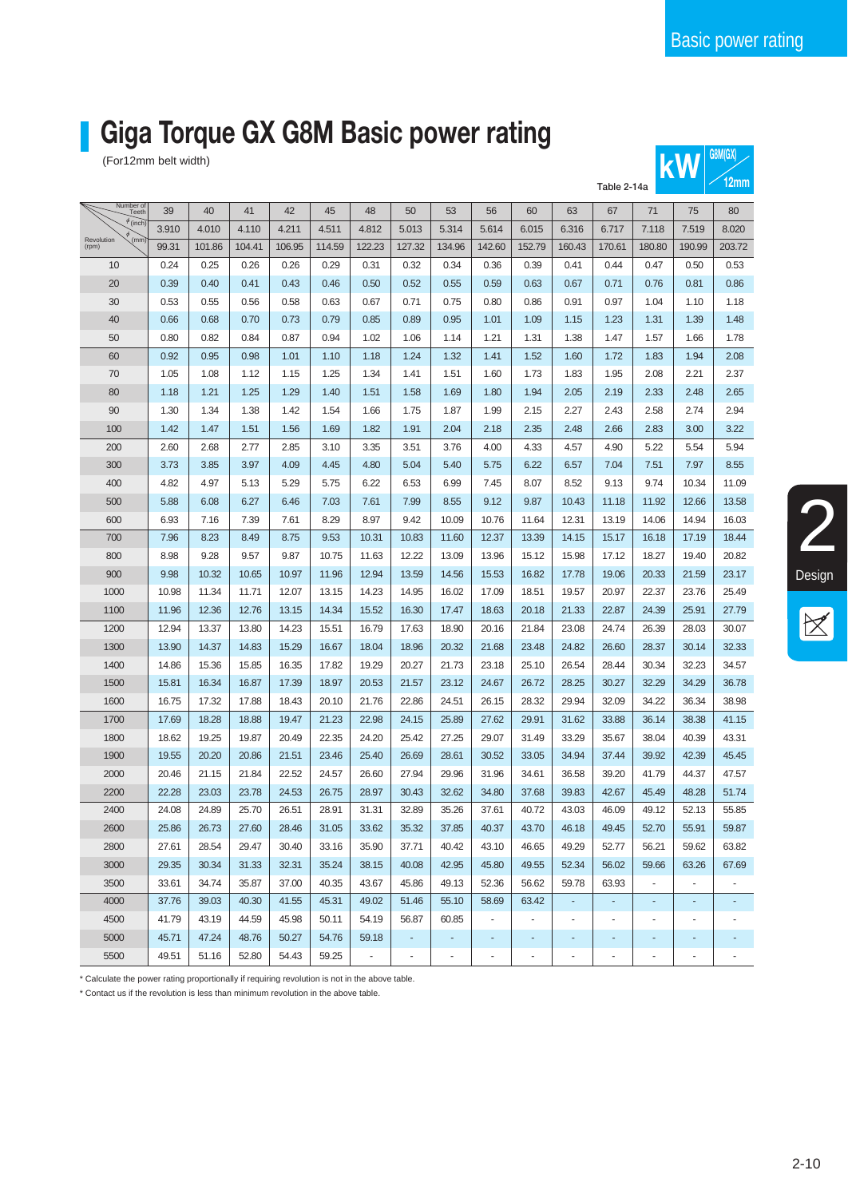# Giga Torque GX G8M Basic power rating

(For12mm belt width)

Table 2-14a

kW G8M(GX) 12mm

| Revolution (rpm) \ Number of Teeth | 39 | 40 | 41 | 42 | 45 | 48 | 50 | 53 | 56 | 60 | 63 | 67 | 71 | 75 | 80 |
|---|---|---|---|---|---|---|---|---|---|---|---|---|---|---|---|
| φ (inch) | 3.910 | 4.010 | 4.110 | 4.211 | 4.511 | 4.812 | 5.013 | 5.314 | 5.614 | 6.015 | 6.316 | 6.717 | 7.118 | 7.519 | 8.020 |
| φ (mm) | 99.31 | 101.86 | 104.41 | 106.95 | 114.59 | 122.23 | 127.32 | 134.96 | 142.60 | 152.79 | 160.43 | 170.61 | 180.80 | 190.99 | 203.72 |
| 10 | 0.24 | 0.25 | 0.26 | 0.26 | 0.29 | 0.31 | 0.32 | 0.34 | 0.36 | 0.39 | 0.41 | 0.44 | 0.47 | 0.50 | 0.53 |
| 20 | 0.39 | 0.40 | 0.41 | 0.43 | 0.46 | 0.50 | 0.52 | 0.55 | 0.59 | 0.63 | 0.67 | 0.71 | 0.76 | 0.81 | 0.86 |
| 30 | 0.53 | 0.55 | 0.56 | 0.58 | 0.63 | 0.67 | 0.71 | 0.75 | 0.80 | 0.86 | 0.91 | 0.97 | 1.04 | 1.10 | 1.18 |
| 40 | 0.66 | 0.68 | 0.70 | 0.73 | 0.79 | 0.85 | 0.89 | 0.95 | 1.01 | 1.09 | 1.15 | 1.23 | 1.31 | 1.39 | 1.48 |
| 50 | 0.80 | 0.82 | 0.84 | 0.87 | 0.94 | 1.02 | 1.06 | 1.14 | 1.21 | 1.31 | 1.38 | 1.47 | 1.57 | 1.66 | 1.78 |
| 60 | 0.92 | 0.95 | 0.98 | 1.01 | 1.10 | 1.18 | 1.24 | 1.32 | 1.41 | 1.52 | 1.60 | 1.72 | 1.83 | 1.94 | 2.08 |
| 70 | 1.05 | 1.08 | 1.12 | 1.15 | 1.25 | 1.34 | 1.41 | 1.51 | 1.60 | 1.73 | 1.83 | 1.95 | 2.08 | 2.21 | 2.37 |
| 80 | 1.18 | 1.21 | 1.25 | 1.29 | 1.40 | 1.51 | 1.58 | 1.69 | 1.80 | 1.94 | 2.05 | 2.19 | 2.33 | 2.48 | 2.65 |
| 90 | 1.30 | 1.34 | 1.38 | 1.42 | 1.54 | 1.66 | 1.75 | 1.87 | 1.99 | 2.15 | 2.27 | 2.43 | 2.58 | 2.74 | 2.94 |
| 100 | 1.42 | 1.47 | 1.51 | 1.56 | 1.69 | 1.82 | 1.91 | 2.04 | 2.18 | 2.35 | 2.48 | 2.66 | 2.83 | 3.00 | 3.22 |
| 200 | 2.60 | 2.68 | 2.77 | 2.85 | 3.10 | 3.35 | 3.51 | 3.76 | 4.00 | 4.33 | 4.57 | 4.90 | 5.22 | 5.54 | 5.94 |
| 300 | 3.73 | 3.85 | 3.97 | 4.09 | 4.45 | 4.80 | 5.04 | 5.40 | 5.75 | 6.22 | 6.57 | 7.04 | 7.51 | 7.97 | 8.55 |
| 400 | 4.82 | 4.97 | 5.13 | 5.29 | 5.75 | 6.22 | 6.53 | 6.99 | 7.45 | 8.07 | 8.52 | 9.13 | 9.74 | 10.34 | 11.09 |
| 500 | 5.88 | 6.08 | 6.27 | 6.46 | 7.03 | 7.61 | 7.99 | 8.55 | 9.12 | 9.87 | 10.43 | 11.18 | 11.92 | 12.66 | 13.58 |
| 600 | 6.93 | 7.16 | 7.39 | 7.61 | 8.29 | 8.97 | 9.42 | 10.09 | 10.76 | 11.64 | 12.31 | 13.19 | 14.06 | 14.94 | 16.03 |
| 700 | 7.96 | 8.23 | 8.49 | 8.75 | 9.53 | 10.31 | 10.83 | 11.60 | 12.37 | 13.39 | 14.15 | 15.17 | 16.18 | 17.19 | 18.44 |
| 800 | 8.98 | 9.28 | 9.57 | 9.87 | 10.75 | 11.63 | 12.22 | 13.09 | 13.96 | 15.12 | 15.98 | 17.12 | 18.27 | 19.40 | 20.82 |
| 900 | 9.98 | 10.32 | 10.65 | 10.97 | 11.96 | 12.94 | 13.59 | 14.56 | 15.53 | 16.82 | 17.78 | 19.06 | 20.33 | 21.59 | 23.17 |
| 1000 | 10.98 | 11.34 | 11.71 | 12.07 | 13.15 | 14.23 | 14.95 | 16.02 | 17.09 | 18.51 | 19.57 | 20.97 | 22.37 | 23.76 | 25.49 |
| 1100 | 11.96 | 12.36 | 12.76 | 13.15 | 14.34 | 15.52 | 16.30 | 17.47 | 18.63 | 20.18 | 21.33 | 22.87 | 24.39 | 25.91 | 27.79 |
| 1200 | 12.94 | 13.37 | 13.80 | 14.23 | 15.51 | 16.79 | 17.63 | 18.90 | 20.16 | 21.84 | 23.08 | 24.74 | 26.39 | 28.03 | 30.07 |
| 1300 | 13.90 | 14.37 | 14.83 | 15.29 | 16.67 | 18.04 | 18.96 | 20.32 | 21.68 | 23.48 | 24.82 | 26.60 | 28.37 | 30.14 | 32.33 |
| 1400 | 14.86 | 15.36 | 15.85 | 16.35 | 17.82 | 19.29 | 20.27 | 21.73 | 23.18 | 25.10 | 26.54 | 28.44 | 30.34 | 32.23 | 34.57 |
| 1500 | 15.81 | 16.34 | 16.87 | 17.39 | 18.97 | 20.53 | 21.57 | 23.12 | 24.67 | 26.72 | 28.25 | 30.27 | 32.29 | 34.29 | 36.78 |
| 1600 | 16.75 | 17.32 | 17.88 | 18.43 | 20.10 | 21.76 | 22.86 | 24.51 | 26.15 | 28.32 | 29.94 | 32.09 | 34.22 | 36.34 | 38.98 |
| 1700 | 17.69 | 18.28 | 18.88 | 19.47 | 21.23 | 22.98 | 24.15 | 25.89 | 27.62 | 29.91 | 31.62 | 33.88 | 36.14 | 38.38 | 41.15 |
| 1800 | 18.62 | 19.25 | 19.87 | 20.49 | 22.35 | 24.20 | 25.42 | 27.25 | 29.07 | 31.49 | 33.29 | 35.67 | 38.04 | 40.39 | 43.31 |
| 1900 | 19.55 | 20.20 | 20.86 | 21.51 | 23.46 | 25.40 | 26.69 | 28.61 | 30.52 | 33.05 | 34.94 | 37.44 | 39.92 | 42.39 | 45.45 |
| 2000 | 20.46 | 21.15 | 21.84 | 22.52 | 24.57 | 26.60 | 27.94 | 29.96 | 31.96 | 34.61 | 36.58 | 39.20 | 41.79 | 44.37 | 47.57 |
| 2200 | 22.28 | 23.03 | 23.78 | 24.53 | 26.75 | 28.97 | 30.43 | 32.62 | 34.80 | 37.68 | 39.83 | 42.67 | 45.49 | 48.28 | 51.74 |
| 2400 | 24.08 | 24.89 | 25.70 | 26.51 | 28.91 | 31.31 | 32.89 | 35.26 | 37.61 | 40.72 | 43.03 | 46.09 | 49.12 | 52.13 | 55.85 |
| 2600 | 25.86 | 26.73 | 27.60 | 28.46 | 31.05 | 33.62 | 35.32 | 37.85 | 40.37 | 43.70 | 46.18 | 49.45 | 52.70 | 55.91 | 59.87 |
| 2800 | 27.61 | 28.54 | 29.47 | 30.40 | 33.16 | 35.90 | 37.71 | 40.42 | 43.10 | 46.65 | 49.29 | 52.77 | 56.21 | 59.62 | 63.82 |
| 3000 | 29.35 | 30.34 | 31.33 | 32.31 | 35.24 | 38.15 | 40.08 | 42.95 | 45.80 | 49.55 | 52.34 | 56.02 | 59.66 | 63.26 | 67.69 |
| 3500 | 33.61 | 34.74 | 35.87 | 37.00 | 40.35 | 43.67 | 45.86 | 49.13 | 52.36 | 56.62 | 59.78 | 63.93 | - | - | - |
| 4000 | 37.76 | 39.03 | 40.30 | 41.55 | 45.31 | 49.02 | 51.46 | 55.10 | 58.69 | 63.42 | - | - | - | - | - |
| 4500 | 41.79 | 43.19 | 44.59 | 45.98 | 50.11 | 54.19 | 56.87 | 60.85 | - | - | - | - | - | - | - |
| 5000 | 45.71 | 47.24 | 48.76 | 50.27 | 54.76 | 59.18 | - | - | - | - | - | - | - | - | - |
| 5500 | 49.51 | 51.16 | 52.80 | 54.43 | 59.25 | - | - | - | - | - | - | - | - | - | - |

* Calculate the power rating proportionally if requiring revolution is not in the above table.
* Contact us if the revolution is less than minimum revolution in the above table.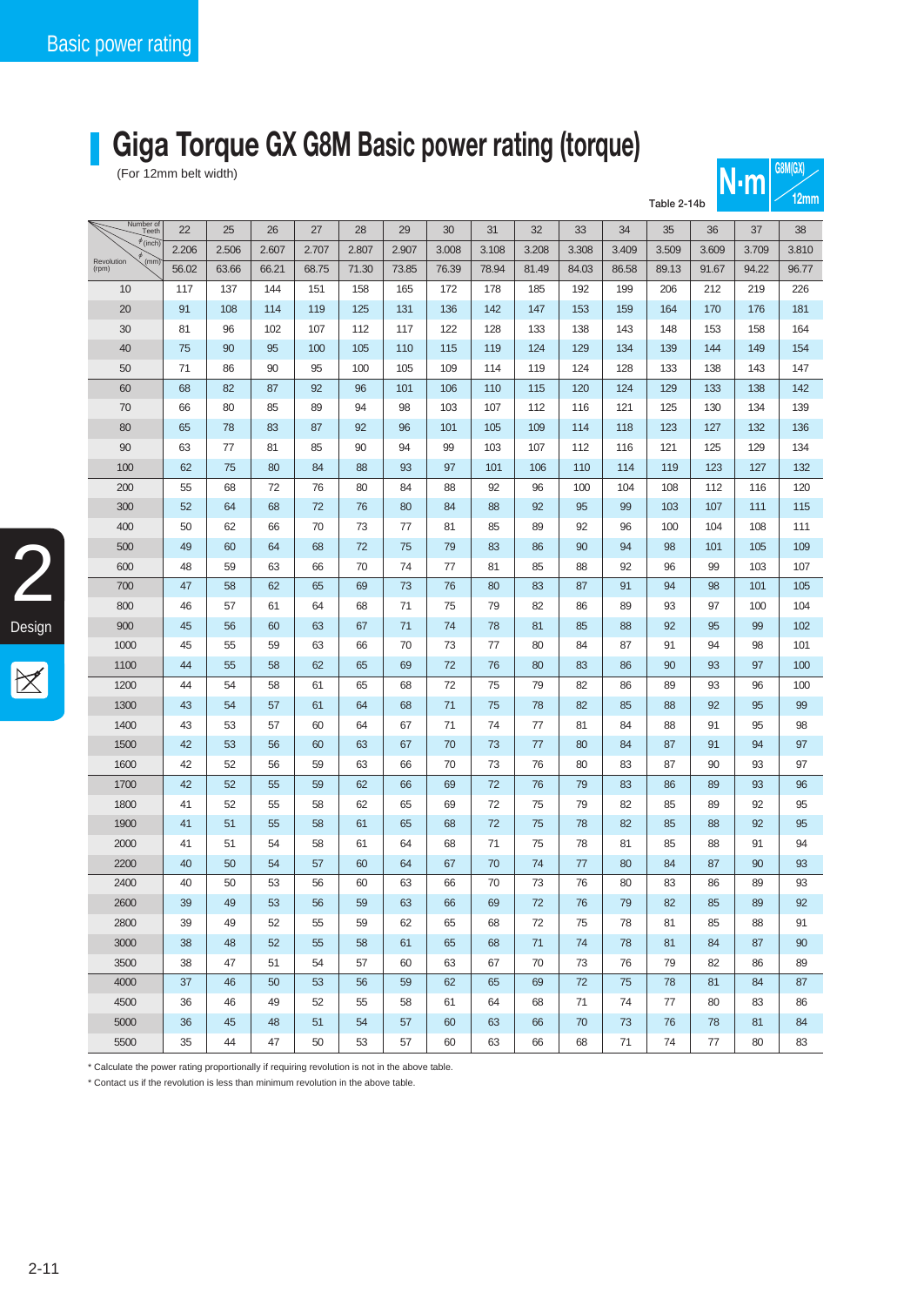# Giga Torque GX G8M Basic power rating (torque)

(For 12mm belt width)

Table 2-14b

N·m G8M(GX) 12mm

| Number of Teeth | 22 | 25 | 26 | 27 | 28 | 29 | 30 | 31 | 32 | 33 | 34 | 35 | 36 | 37 | 38 |
|---|---|---|---|---|---|---|---|---|---|---|---|---|---|---|---|
| φ (inch) | 2.206 | 2.506 | 2.607 | 2.707 | 2.807 | 2.907 | 3.008 | 3.108 | 3.208 | 3.308 | 3.409 | 3.509 | 3.609 | 3.709 | 3.810 |
| Revolution (rpm) / φ (mm) | 56.02 | 63.66 | 66.21 | 68.75 | 71.30 | 73.85 | 76.39 | 78.94 | 81.49 | 84.03 | 86.58 | 89.13 | 91.67 | 94.22 | 96.77 |
| 10 | 117 | 137 | 144 | 151 | 158 | 165 | 172 | 178 | 185 | 192 | 199 | 206 | 212 | 219 | 226 |
| 20 | 91 | 108 | 114 | 119 | 125 | 131 | 136 | 142 | 147 | 153 | 159 | 164 | 170 | 176 | 181 |
| 30 | 81 | 96 | 102 | 107 | 112 | 117 | 122 | 128 | 133 | 138 | 143 | 148 | 153 | 158 | 164 |
| 40 | 75 | 90 | 95 | 100 | 105 | 110 | 115 | 119 | 124 | 129 | 134 | 139 | 144 | 149 | 154 |
| 50 | 71 | 86 | 90 | 95 | 100 | 105 | 109 | 114 | 119 | 124 | 128 | 133 | 138 | 143 | 147 |
| 60 | 68 | 82 | 87 | 92 | 96 | 101 | 106 | 110 | 115 | 120 | 124 | 129 | 133 | 138 | 142 |
| 70 | 66 | 80 | 85 | 89 | 94 | 98 | 103 | 107 | 112 | 116 | 121 | 125 | 130 | 134 | 139 |
| 80 | 65 | 78 | 83 | 87 | 92 | 96 | 101 | 105 | 109 | 114 | 118 | 123 | 127 | 132 | 136 |
| 90 | 63 | 77 | 81 | 85 | 90 | 94 | 99 | 103 | 107 | 112 | 116 | 121 | 125 | 129 | 134 |
| 100 | 62 | 75 | 80 | 84 | 88 | 93 | 97 | 101 | 106 | 110 | 114 | 119 | 123 | 127 | 132 |
| 200 | 55 | 68 | 72 | 76 | 80 | 84 | 88 | 92 | 96 | 100 | 104 | 108 | 112 | 116 | 120 |
| 300 | 52 | 64 | 68 | 72 | 76 | 80 | 84 | 88 | 92 | 95 | 99 | 103 | 107 | 111 | 115 |
| 400 | 50 | 62 | 66 | 70 | 73 | 77 | 81 | 85 | 89 | 92 | 96 | 100 | 104 | 108 | 111 |
| 500 | 49 | 60 | 64 | 68 | 72 | 75 | 79 | 83 | 86 | 90 | 94 | 98 | 101 | 105 | 109 |
| 600 | 48 | 59 | 63 | 66 | 70 | 74 | 77 | 81 | 85 | 88 | 92 | 96 | 99 | 103 | 107 |
| 700 | 47 | 58 | 62 | 65 | 69 | 73 | 76 | 80 | 83 | 87 | 91 | 94 | 98 | 101 | 105 |
| 800 | 46 | 57 | 61 | 64 | 68 | 71 | 75 | 79 | 82 | 86 | 89 | 93 | 97 | 100 | 104 |
| 900 | 45 | 56 | 60 | 63 | 67 | 71 | 74 | 78 | 81 | 85 | 88 | 92 | 95 | 99 | 102 |
| 1000 | 45 | 55 | 59 | 63 | 66 | 70 | 73 | 77 | 80 | 84 | 87 | 91 | 94 | 98 | 101 |
| 1100 | 44 | 55 | 58 | 62 | 65 | 69 | 72 | 76 | 80 | 83 | 86 | 90 | 93 | 97 | 100 |
| 1200 | 44 | 54 | 58 | 61 | 65 | 68 | 72 | 75 | 79 | 82 | 86 | 89 | 93 | 96 | 100 |
| 1300 | 43 | 54 | 57 | 61 | 64 | 68 | 71 | 75 | 78 | 82 | 85 | 88 | 92 | 95 | 99 |
| 1400 | 43 | 53 | 57 | 60 | 64 | 67 | 71 | 74 | 77 | 81 | 84 | 88 | 91 | 95 | 98 |
| 1500 | 42 | 53 | 56 | 60 | 63 | 67 | 70 | 73 | 77 | 80 | 84 | 87 | 91 | 94 | 97 |
| 1600 | 42 | 52 | 56 | 59 | 63 | 66 | 70 | 73 | 76 | 80 | 83 | 87 | 90 | 93 | 97 |
| 1700 | 42 | 52 | 55 | 59 | 62 | 66 | 69 | 72 | 76 | 79 | 83 | 86 | 89 | 93 | 96 |
| 1800 | 41 | 52 | 55 | 58 | 62 | 65 | 69 | 72 | 75 | 79 | 82 | 85 | 89 | 92 | 95 |
| 1900 | 41 | 51 | 55 | 58 | 61 | 65 | 68 | 72 | 75 | 78 | 82 | 85 | 88 | 92 | 95 |
| 2000 | 41 | 51 | 54 | 58 | 61 | 64 | 68 | 71 | 75 | 78 | 81 | 85 | 88 | 91 | 94 |
| 2200 | 40 | 50 | 54 | 57 | 60 | 64 | 67 | 70 | 74 | 77 | 80 | 84 | 87 | 90 | 93 |
| 2400 | 40 | 50 | 53 | 56 | 60 | 63 | 66 | 70 | 73 | 76 | 80 | 83 | 86 | 89 | 93 |
| 2600 | 39 | 49 | 53 | 56 | 59 | 63 | 66 | 69 | 72 | 76 | 79 | 82 | 85 | 89 | 92 |
| 2800 | 39 | 49 | 52 | 55 | 59 | 62 | 65 | 68 | 72 | 75 | 78 | 81 | 85 | 88 | 91 |
| 3000 | 38 | 48 | 52 | 55 | 58 | 61 | 65 | 68 | 71 | 74 | 78 | 81 | 84 | 87 | 90 |
| 3500 | 38 | 47 | 51 | 54 | 57 | 60 | 63 | 67 | 70 | 73 | 76 | 79 | 82 | 86 | 89 |
| 4000 | 37 | 46 | 50 | 53 | 56 | 59 | 62 | 65 | 69 | 72 | 75 | 78 | 81 | 84 | 87 |
| 4500 | 36 | 46 | 49 | 52 | 55 | 58 | 61 | 64 | 68 | 71 | 74 | 77 | 80 | 83 | 86 |
| 5000 | 36 | 45 | 48 | 51 | 54 | 57 | 60 | 63 | 66 | 70 | 73 | 76 | 78 | 81 | 84 |
| 5500 | 35 | 44 | 47 | 50 | 53 | 57 | 60 | 63 | 66 | 68 | 71 | 74 | 77 | 80 | 83 |

* Calculate the power rating proportionally if requiring revolution is not in the above table.
* Contact us if the revolution is less than minimum revolution in the above table.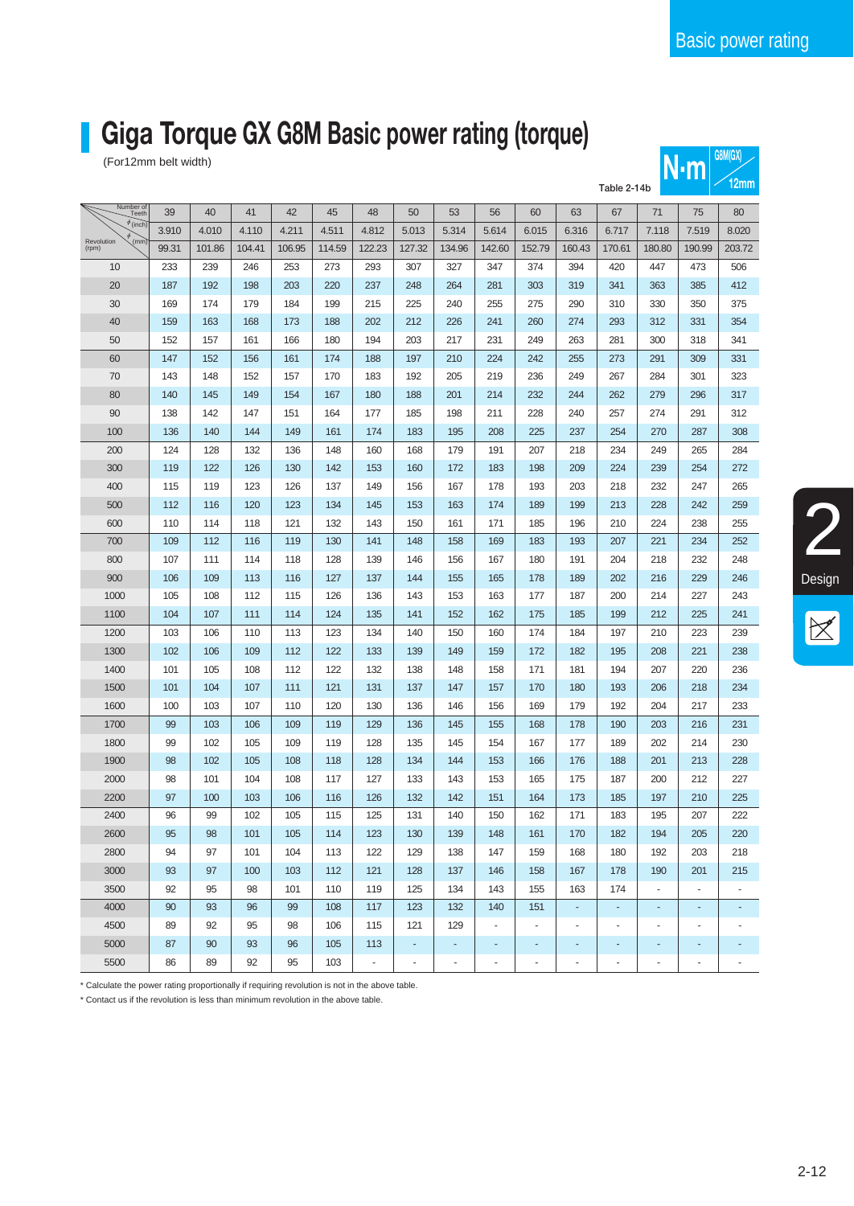# Giga Torque GX G8M Basic power rating (torque)

(For12mm belt width)

Table 2-14b

N·m G8M(GX) 12mm

| Number of Teeth | 39 | 40 | 41 | 42 | 45 | 48 | 50 | 53 | 56 | 60 | 63 | 67 | 71 | 75 | 80 |
|---|---|---|---|---|---|---|---|---|---|---|---|---|---|---|---|
| φ (inch) | 3.910 | 4.010 | 4.110 | 4.211 | 4.511 | 4.812 | 5.013 | 5.314 | 5.614 | 6.015 | 6.316 | 6.717 | 7.118 | 7.519 | 8.020 |
| Revolution (rpm) / φ (mm) | 99.31 | 101.86 | 104.41 | 106.95 | 114.59 | 122.23 | 127.32 | 134.96 | 142.60 | 152.79 | 160.43 | 170.61 | 180.80 | 190.99 | 203.72 |
| 10 | 233 | 239 | 246 | 253 | 273 | 293 | 307 | 327 | 347 | 374 | 394 | 420 | 447 | 473 | 506 |
| 20 | 187 | 192 | 198 | 203 | 220 | 237 | 248 | 264 | 281 | 303 | 319 | 341 | 363 | 385 | 412 |
| 30 | 169 | 174 | 179 | 184 | 199 | 215 | 225 | 240 | 255 | 275 | 290 | 310 | 330 | 350 | 375 |
| 40 | 159 | 163 | 168 | 173 | 188 | 202 | 212 | 226 | 241 | 260 | 274 | 293 | 312 | 331 | 354 |
| 50 | 152 | 157 | 161 | 166 | 180 | 194 | 203 | 217 | 231 | 249 | 263 | 281 | 300 | 318 | 341 |
| 60 | 147 | 152 | 156 | 161 | 174 | 188 | 197 | 210 | 224 | 242 | 255 | 273 | 291 | 309 | 331 |
| 70 | 143 | 148 | 152 | 157 | 170 | 183 | 192 | 205 | 219 | 236 | 249 | 267 | 284 | 301 | 323 |
| 80 | 140 | 145 | 149 | 154 | 167 | 180 | 188 | 201 | 214 | 232 | 244 | 262 | 279 | 296 | 317 |
| 90 | 138 | 142 | 147 | 151 | 164 | 177 | 185 | 198 | 211 | 228 | 240 | 257 | 274 | 291 | 312 |
| 100 | 136 | 140 | 144 | 149 | 161 | 174 | 183 | 195 | 208 | 225 | 237 | 254 | 270 | 287 | 308 |
| 200 | 124 | 128 | 132 | 136 | 148 | 160 | 168 | 179 | 191 | 207 | 218 | 234 | 249 | 265 | 284 |
| 300 | 119 | 122 | 126 | 130 | 142 | 153 | 160 | 172 | 183 | 198 | 209 | 224 | 239 | 254 | 272 |
| 400 | 115 | 119 | 123 | 126 | 137 | 149 | 156 | 167 | 178 | 193 | 203 | 218 | 232 | 247 | 265 |
| 500 | 112 | 116 | 120 | 123 | 134 | 145 | 153 | 163 | 174 | 189 | 199 | 213 | 228 | 242 | 259 |
| 600 | 110 | 114 | 118 | 121 | 132 | 143 | 150 | 161 | 171 | 185 | 196 | 210 | 224 | 238 | 255 |
| 700 | 109 | 112 | 116 | 119 | 130 | 141 | 148 | 158 | 169 | 183 | 193 | 207 | 221 | 234 | 252 |
| 800 | 107 | 111 | 114 | 118 | 128 | 139 | 146 | 156 | 167 | 180 | 191 | 204 | 218 | 232 | 248 |
| 900 | 106 | 109 | 113 | 116 | 127 | 137 | 144 | 155 | 165 | 178 | 189 | 202 | 216 | 229 | 246 |
| 1000 | 105 | 108 | 112 | 115 | 126 | 136 | 143 | 153 | 163 | 177 | 187 | 200 | 214 | 227 | 243 |
| 1100 | 104 | 107 | 111 | 114 | 124 | 135 | 141 | 152 | 162 | 175 | 185 | 199 | 212 | 225 | 241 |
| 1200 | 103 | 106 | 110 | 113 | 123 | 134 | 140 | 150 | 160 | 174 | 184 | 197 | 210 | 223 | 239 |
| 1300 | 102 | 106 | 109 | 112 | 122 | 133 | 139 | 149 | 159 | 172 | 182 | 195 | 208 | 221 | 238 |
| 1400 | 101 | 105 | 108 | 112 | 122 | 132 | 138 | 148 | 158 | 171 | 181 | 194 | 207 | 220 | 236 |
| 1500 | 101 | 104 | 107 | 111 | 121 | 131 | 137 | 147 | 157 | 170 | 180 | 193 | 206 | 218 | 234 |
| 1600 | 100 | 103 | 107 | 110 | 120 | 130 | 136 | 146 | 156 | 169 | 179 | 192 | 204 | 217 | 233 |
| 1700 | 99 | 103 | 106 | 109 | 119 | 129 | 136 | 145 | 155 | 168 | 178 | 190 | 203 | 216 | 231 |
| 1800 | 99 | 102 | 105 | 109 | 119 | 128 | 135 | 145 | 154 | 167 | 177 | 189 | 202 | 214 | 230 |
| 1900 | 98 | 102 | 105 | 108 | 118 | 128 | 134 | 144 | 153 | 166 | 176 | 188 | 201 | 213 | 228 |
| 2000 | 98 | 101 | 104 | 108 | 117 | 127 | 133 | 143 | 153 | 165 | 175 | 187 | 200 | 212 | 227 |
| 2200 | 97 | 100 | 103 | 106 | 116 | 126 | 132 | 142 | 151 | 164 | 173 | 185 | 197 | 210 | 225 |
| 2400 | 96 | 99 | 102 | 105 | 115 | 125 | 131 | 140 | 150 | 162 | 171 | 183 | 195 | 207 | 222 |
| 2600 | 95 | 98 | 101 | 105 | 114 | 123 | 130 | 139 | 148 | 161 | 170 | 182 | 194 | 205 | 220 |
| 2800 | 94 | 97 | 101 | 104 | 113 | 122 | 129 | 138 | 147 | 159 | 168 | 180 | 192 | 203 | 218 |
| 3000 | 93 | 97 | 100 | 103 | 112 | 121 | 128 | 137 | 146 | 158 | 167 | 178 | 190 | 201 | 215 |
| 3500 | 92 | 95 | 98 | 101 | 110 | 119 | 125 | 134 | 143 | 155 | 163 | 174 | - | - | - |
| 4000 | 90 | 93 | 96 | 99 | 108 | 117 | 123 | 132 | 140 | 151 | - | - | - | - | - |
| 4500 | 89 | 92 | 95 | 98 | 106 | 115 | 121 | 129 | - | - | - | - | - | - | - |
| 5000 | 87 | 90 | 93 | 96 | 105 | 113 | - | - | - | - | - | - | - | - | - |
| 5500 | 86 | 89 | 92 | 95 | 103 | - | - | - | - | - | - | - | - | - | - |

* Calculate the power rating proportionally if requiring revolution is not in the above table.
* Contact us if the revolution is less than minimum revolution in the above table.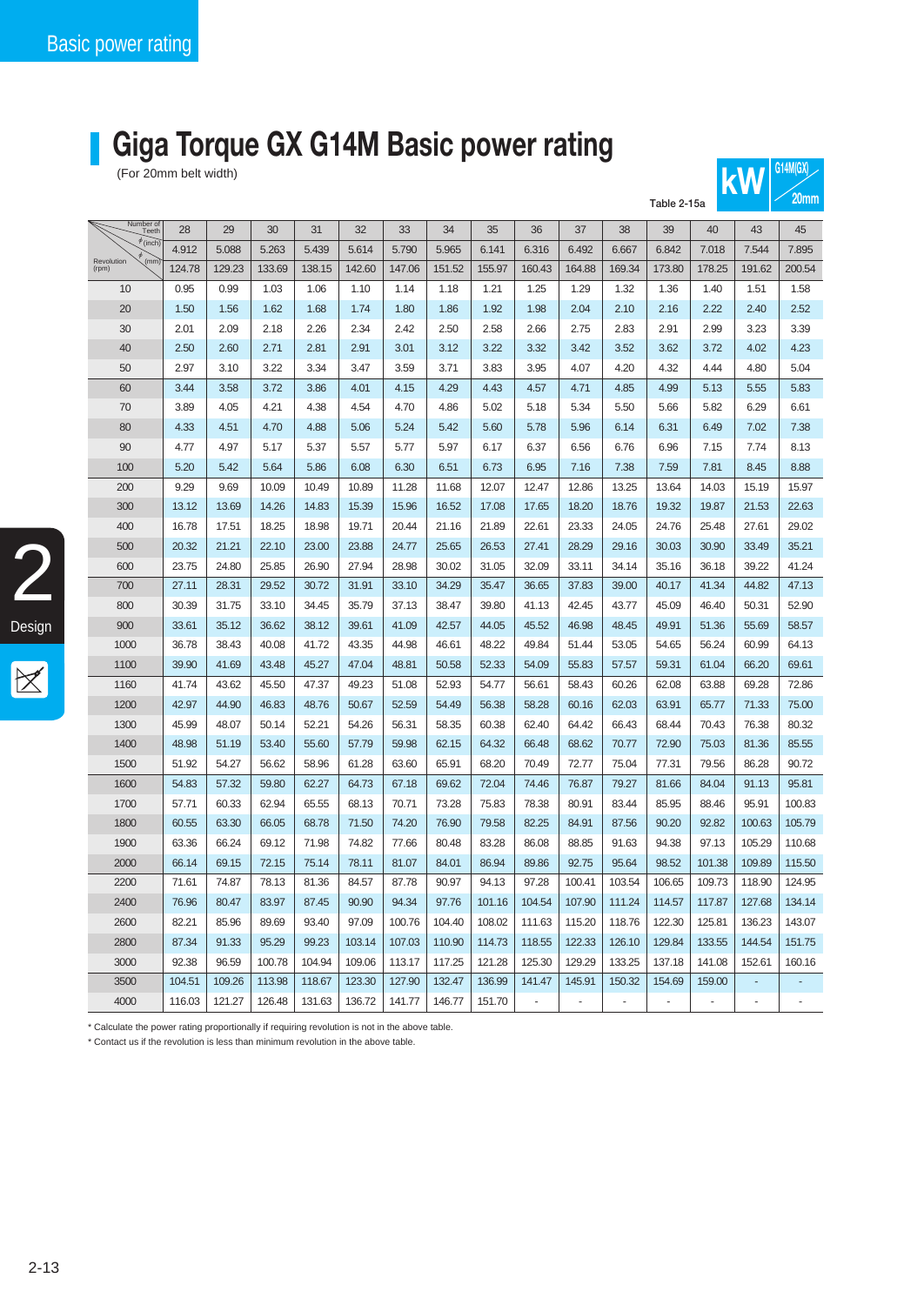# Giga Torque GX G14M Basic power rating

(For 20mm belt width)

kW G14M(GX) 20mm

Table 2-15a

| Number of Teeth / ϕ (inch) / ϕ (mm) / Revolution (rpm) | 28 | 29 | 30 | 31 | 32 | 33 | 34 | 35 | 36 | 37 | 38 | 39 | 40 | 43 | 45 |
|---|---|---|---|---|---|---|---|---|---|---|---|---|---|---|---|
| ϕ (inch) | 4.912 | 5.088 | 5.263 | 5.439 | 5.614 | 5.790 | 5.965 | 6.141 | 6.316 | 6.492 | 6.667 | 6.842 | 7.018 | 7.544 | 7.895 |
| ϕ (mm) | 124.78 | 129.23 | 133.69 | 138.15 | 142.60 | 147.06 | 151.52 | 155.97 | 160.43 | 164.88 | 169.34 | 173.80 | 178.25 | 191.62 | 200.54 |
| 10 | 0.95 | 0.99 | 1.03 | 1.06 | 1.10 | 1.14 | 1.18 | 1.21 | 1.25 | 1.29 | 1.32 | 1.36 | 1.40 | 1.51 | 1.58 |
| 20 | 1.50 | 1.56 | 1.62 | 1.68 | 1.74 | 1.80 | 1.86 | 1.92 | 1.98 | 2.04 | 2.10 | 2.16 | 2.22 | 2.40 | 2.52 |
| 30 | 2.01 | 2.09 | 2.18 | 2.26 | 2.34 | 2.42 | 2.50 | 2.58 | 2.66 | 2.75 | 2.83 | 2.91 | 2.99 | 3.23 | 3.39 |
| 40 | 2.50 | 2.60 | 2.71 | 2.81 | 2.91 | 3.01 | 3.12 | 3.22 | 3.32 | 3.42 | 3.52 | 3.62 | 3.72 | 4.02 | 4.23 |
| 50 | 2.97 | 3.10 | 3.22 | 3.34 | 3.47 | 3.59 | 3.71 | 3.83 | 3.95 | 4.07 | 4.20 | 4.32 | 4.44 | 4.80 | 5.04 |
| 60 | 3.44 | 3.58 | 3.72 | 3.86 | 4.01 | 4.15 | 4.29 | 4.43 | 4.57 | 4.71 | 4.85 | 4.99 | 5.13 | 5.55 | 5.83 |
| 70 | 3.89 | 4.05 | 4.21 | 4.38 | 4.54 | 4.70 | 4.86 | 5.02 | 5.18 | 5.34 | 5.50 | 5.66 | 5.82 | 6.29 | 6.61 |
| 80 | 4.33 | 4.51 | 4.70 | 4.88 | 5.06 | 5.24 | 5.42 | 5.60 | 5.78 | 5.96 | 6.14 | 6.31 | 6.49 | 7.02 | 7.38 |
| 90 | 4.77 | 4.97 | 5.17 | 5.37 | 5.57 | 5.77 | 5.97 | 6.17 | 6.37 | 6.56 | 6.76 | 6.96 | 7.15 | 7.74 | 8.13 |
| 100 | 5.20 | 5.42 | 5.64 | 5.86 | 6.08 | 6.30 | 6.51 | 6.73 | 6.95 | 7.16 | 7.38 | 7.59 | 7.81 | 8.45 | 8.88 |
| 200 | 9.29 | 9.69 | 10.09 | 10.49 | 10.89 | 11.28 | 11.68 | 12.07 | 12.47 | 12.86 | 13.25 | 13.64 | 14.03 | 15.19 | 15.97 |
| 300 | 13.12 | 13.69 | 14.26 | 14.83 | 15.39 | 15.96 | 16.52 | 17.08 | 17.65 | 18.20 | 18.76 | 19.32 | 19.87 | 21.53 | 22.63 |
| 400 | 16.78 | 17.51 | 18.25 | 18.98 | 19.71 | 20.44 | 21.16 | 21.89 | 22.61 | 23.33 | 24.05 | 24.76 | 25.48 | 27.61 | 29.02 |
| 500 | 20.32 | 21.21 | 22.10 | 23.00 | 23.88 | 24.77 | 25.65 | 26.53 | 27.41 | 28.29 | 29.16 | 30.03 | 30.90 | 33.49 | 35.21 |
| 600 | 23.75 | 24.80 | 25.85 | 26.90 | 27.94 | 28.98 | 30.02 | 31.05 | 32.09 | 33.11 | 34.14 | 35.16 | 36.18 | 39.22 | 41.24 |
| 700 | 27.11 | 28.31 | 29.52 | 30.72 | 31.91 | 33.10 | 34.29 | 35.47 | 36.65 | 37.83 | 39.00 | 40.17 | 41.34 | 44.82 | 47.13 |
| 800 | 30.39 | 31.75 | 33.10 | 34.45 | 35.79 | 37.13 | 38.47 | 39.80 | 41.13 | 42.45 | 43.77 | 45.09 | 46.40 | 50.31 | 52.90 |
| 900 | 33.61 | 35.12 | 36.62 | 38.12 | 39.61 | 41.09 | 42.57 | 44.05 | 45.52 | 46.98 | 48.45 | 49.91 | 51.36 | 55.69 | 58.57 |
| 1000 | 36.78 | 38.43 | 40.08 | 41.72 | 43.35 | 44.98 | 46.61 | 48.22 | 49.84 | 51.44 | 53.05 | 54.65 | 56.24 | 60.99 | 64.13 |
| 1100 | 39.90 | 41.69 | 43.48 | 45.27 | 47.04 | 48.81 | 50.58 | 52.33 | 54.09 | 55.83 | 57.57 | 59.31 | 61.04 | 66.20 | 69.61 |
| 1160 | 41.74 | 43.62 | 45.50 | 47.37 | 49.23 | 51.08 | 52.93 | 54.77 | 56.61 | 58.43 | 60.26 | 62.08 | 63.88 | 69.28 | 72.86 |
| 1200 | 42.97 | 44.90 | 46.83 | 48.76 | 50.67 | 52.59 | 54.49 | 56.38 | 58.28 | 60.16 | 62.03 | 63.91 | 65.77 | 71.33 | 75.00 |
| 1300 | 45.99 | 48.07 | 50.14 | 52.21 | 54.26 | 56.31 | 58.35 | 60.38 | 62.40 | 64.42 | 66.43 | 68.44 | 70.43 | 76.38 | 80.32 |
| 1400 | 48.98 | 51.19 | 53.40 | 55.60 | 57.79 | 59.98 | 62.15 | 64.32 | 66.48 | 68.62 | 70.77 | 72.90 | 75.03 | 81.36 | 85.55 |
| 1500 | 51.92 | 54.27 | 56.62 | 58.96 | 61.28 | 63.60 | 65.91 | 68.20 | 70.49 | 72.77 | 75.04 | 77.31 | 79.56 | 86.28 | 90.72 |
| 1600 | 54.83 | 57.32 | 59.80 | 62.27 | 64.73 | 67.18 | 69.62 | 72.04 | 74.46 | 76.87 | 79.27 | 81.66 | 84.04 | 91.13 | 95.81 |
| 1700 | 57.71 | 60.33 | 62.94 | 65.55 | 68.13 | 70.71 | 73.28 | 75.83 | 78.38 | 80.91 | 83.44 | 85.95 | 88.46 | 95.91 | 100.83 |
| 1800 | 60.55 | 63.30 | 66.05 | 68.78 | 71.50 | 74.20 | 76.90 | 79.58 | 82.25 | 84.91 | 87.56 | 90.20 | 92.82 | 100.63 | 105.79 |
| 1900 | 63.36 | 66.24 | 69.12 | 71.98 | 74.82 | 77.66 | 80.48 | 83.28 | 86.08 | 88.85 | 91.63 | 94.38 | 97.13 | 105.29 | 110.68 |
| 2000 | 66.14 | 69.15 | 72.15 | 75.14 | 78.11 | 81.07 | 84.01 | 86.94 | 89.86 | 92.75 | 95.64 | 98.52 | 101.38 | 109.89 | 115.50 |
| 2200 | 71.61 | 74.87 | 78.13 | 81.36 | 84.57 | 87.78 | 90.97 | 94.13 | 97.28 | 100.41 | 103.54 | 106.65 | 109.73 | 118.90 | 124.95 |
| 2400 | 76.96 | 80.47 | 83.97 | 87.45 | 90.90 | 94.34 | 97.76 | 101.16 | 104.54 | 107.90 | 111.24 | 114.57 | 117.87 | 127.68 | 134.14 |
| 2600 | 82.21 | 85.96 | 89.69 | 93.40 | 97.09 | 100.76 | 104.40 | 108.02 | 111.63 | 115.20 | 118.76 | 122.30 | 125.81 | 136.23 | 143.07 |
| 2800 | 87.34 | 91.33 | 95.29 | 99.23 | 103.14 | 107.03 | 110.90 | 114.73 | 118.55 | 122.33 | 126.10 | 129.84 | 133.55 | 144.54 | 151.75 |
| 3000 | 92.38 | 96.59 | 100.78 | 104.94 | 109.06 | 113.17 | 117.25 | 121.28 | 125.30 | 129.29 | 133.25 | 137.18 | 141.08 | 152.61 | 160.16 |
| 3500 | 104.51 | 109.26 | 113.98 | 118.67 | 123.30 | 127.90 | 132.47 | 136.99 | 141.47 | 145.91 | 150.32 | 154.69 | 159.00 | - | - |
| 4000 | 116.03 | 121.27 | 126.48 | 131.63 | 136.72 | 141.77 | 146.77 | 151.70 | - | - | - | - | - | - | - |

* Calculate the power rating proportionally if requiring revolution is not in the above table.
* Contact us if the revolution is less than minimum revolution in the above table.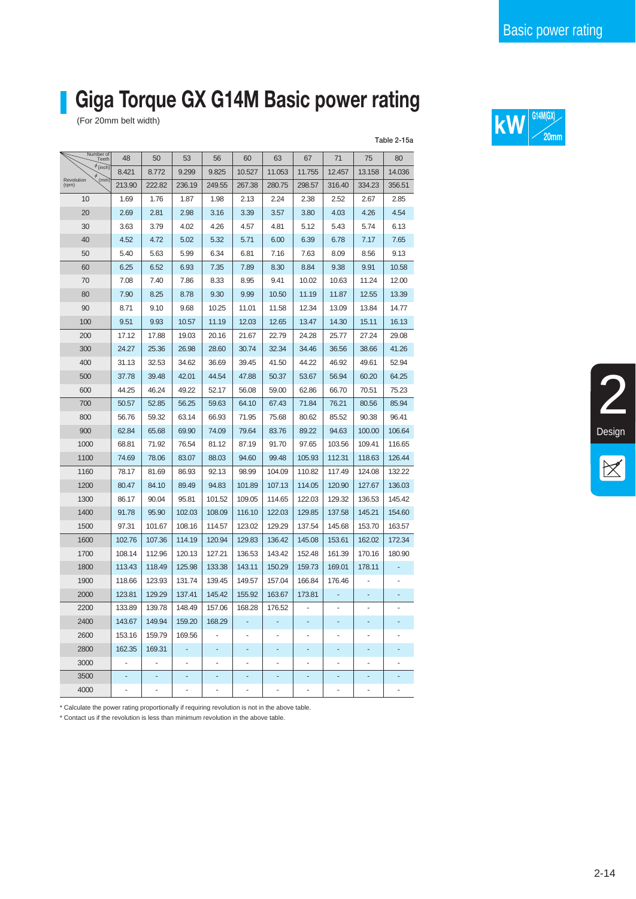# Giga Torque GX G14M Basic power rating

(For 20mm belt width)

Table 2-15a

| Number of Teeth | 48 | 50 | 53 | 56 | 60 | 63 | 67 | 71 | 75 | 80 |
|---|---|---|---|---|---|---|---|---|---|---|
| φ (inch) | 8.421 | 8.772 | 9.299 | 9.825 | 10.527 | 11.053 | 11.755 | 12.457 | 13.158 | 14.036 |
| Revolution (rpm) / φ (mm) | 213.90 | 222.82 | 236.19 | 249.55 | 267.38 | 280.75 | 298.57 | 316.40 | 334.23 | 356.51 |
| 10 | 1.69 | 1.76 | 1.87 | 1.98 | 2.13 | 2.24 | 2.38 | 2.52 | 2.67 | 2.85 |
| 20 | 2.69 | 2.81 | 2.98 | 3.16 | 3.39 | 3.57 | 3.80 | 4.03 | 4.26 | 4.54 |
| 30 | 3.63 | 3.79 | 4.02 | 4.26 | 4.57 | 4.81 | 5.12 | 5.43 | 5.74 | 6.13 |
| 40 | 4.52 | 4.72 | 5.02 | 5.32 | 5.71 | 6.00 | 6.39 | 6.78 | 7.17 | 7.65 |
| 50 | 5.40 | 5.63 | 5.99 | 6.34 | 6.81 | 7.16 | 7.63 | 8.09 | 8.56 | 9.13 |
| 60 | 6.25 | 6.52 | 6.93 | 7.35 | 7.89 | 8.30 | 8.84 | 9.38 | 9.91 | 10.58 |
| 70 | 7.08 | 7.40 | 7.86 | 8.33 | 8.95 | 9.41 | 10.02 | 10.63 | 11.24 | 12.00 |
| 80 | 7.90 | 8.25 | 8.78 | 9.30 | 9.99 | 10.50 | 11.19 | 11.87 | 12.55 | 13.39 |
| 90 | 8.71 | 9.10 | 9.68 | 10.25 | 11.01 | 11.58 | 12.34 | 13.09 | 13.84 | 14.77 |
| 100 | 9.51 | 9.93 | 10.57 | 11.19 | 12.03 | 12.65 | 13.47 | 14.30 | 15.11 | 16.13 |
| 200 | 17.12 | 17.88 | 19.03 | 20.16 | 21.67 | 22.79 | 24.28 | 25.77 | 27.24 | 29.08 |
| 300 | 24.27 | 25.36 | 26.98 | 28.60 | 30.74 | 32.34 | 34.46 | 36.56 | 38.66 | 41.26 |
| 400 | 31.13 | 32.53 | 34.62 | 36.69 | 39.45 | 41.50 | 44.22 | 46.92 | 49.61 | 52.94 |
| 500 | 37.78 | 39.48 | 42.01 | 44.54 | 47.88 | 50.37 | 53.67 | 56.94 | 60.20 | 64.25 |
| 600 | 44.25 | 46.24 | 49.22 | 52.17 | 56.08 | 59.00 | 62.86 | 66.70 | 70.51 | 75.23 |
| 700 | 50.57 | 52.85 | 56.25 | 59.63 | 64.10 | 67.43 | 71.84 | 76.21 | 80.56 | 85.94 |
| 800 | 56.76 | 59.32 | 63.14 | 66.93 | 71.95 | 75.68 | 80.62 | 85.52 | 90.38 | 96.41 |
| 900 | 62.84 | 65.68 | 69.90 | 74.09 | 79.64 | 83.76 | 89.22 | 94.63 | 100.00 | 106.64 |
| 1000 | 68.81 | 71.92 | 76.54 | 81.12 | 87.19 | 91.70 | 97.65 | 103.56 | 109.41 | 116.65 |
| 1100 | 74.69 | 78.06 | 83.07 | 88.03 | 94.60 | 99.48 | 105.93 | 112.31 | 118.63 | 126.44 |
| 1160 | 78.17 | 81.69 | 86.93 | 92.13 | 98.99 | 104.09 | 110.82 | 117.49 | 124.08 | 132.22 |
| 1200 | 80.47 | 84.10 | 89.49 | 94.83 | 101.89 | 107.13 | 114.05 | 120.90 | 127.67 | 136.03 |
| 1300 | 86.17 | 90.04 | 95.81 | 101.52 | 109.05 | 114.65 | 122.03 | 129.32 | 136.53 | 145.42 |
| 1400 | 91.78 | 95.90 | 102.03 | 108.09 | 116.10 | 122.03 | 129.85 | 137.58 | 145.21 | 154.60 |
| 1500 | 97.31 | 101.67 | 108.16 | 114.57 | 123.02 | 129.29 | 137.54 | 145.68 | 153.70 | 163.57 |
| 1600 | 102.76 | 107.36 | 114.19 | 120.94 | 129.83 | 136.42 | 145.08 | 153.61 | 162.02 | 172.34 |
| 1700 | 108.14 | 112.96 | 120.13 | 127.21 | 136.53 | 143.42 | 152.48 | 161.39 | 170.16 | 180.90 |
| 1800 | 113.43 | 118.49 | 125.98 | 133.38 | 143.11 | 150.29 | 159.73 | 169.01 | 178.11 | - |
| 1900 | 118.66 | 123.93 | 131.74 | 139.45 | 149.57 | 157.04 | 166.84 | 176.46 | - | - |
| 2000 | 123.81 | 129.29 | 137.41 | 145.42 | 155.92 | 163.67 | 173.81 | - | - | - |
| 2200 | 133.89 | 139.78 | 148.49 | 157.06 | 168.28 | 176.52 | - | - | - | - |
| 2400 | 143.67 | 149.94 | 159.20 | 168.29 | - | - | - | - | - | - |
| 2600 | 153.16 | 159.79 | 169.56 | - | - | - | - | - | - | - |
| 2800 | 162.35 | 169.31 | - | - | - | - | - | - | - | - |
| 3000 | - | - | - | - | - | - | - | - | - | - |
| 3500 | - | - | - | - | - | - | - | - | - | - |
| 4000 | - | - | - | - | - | - | - | - | - | - |

* Calculate the power rating proportionally if requiring revolution is not in the above table.
* Contact us if the revolution is less than minimum revolution in the above table.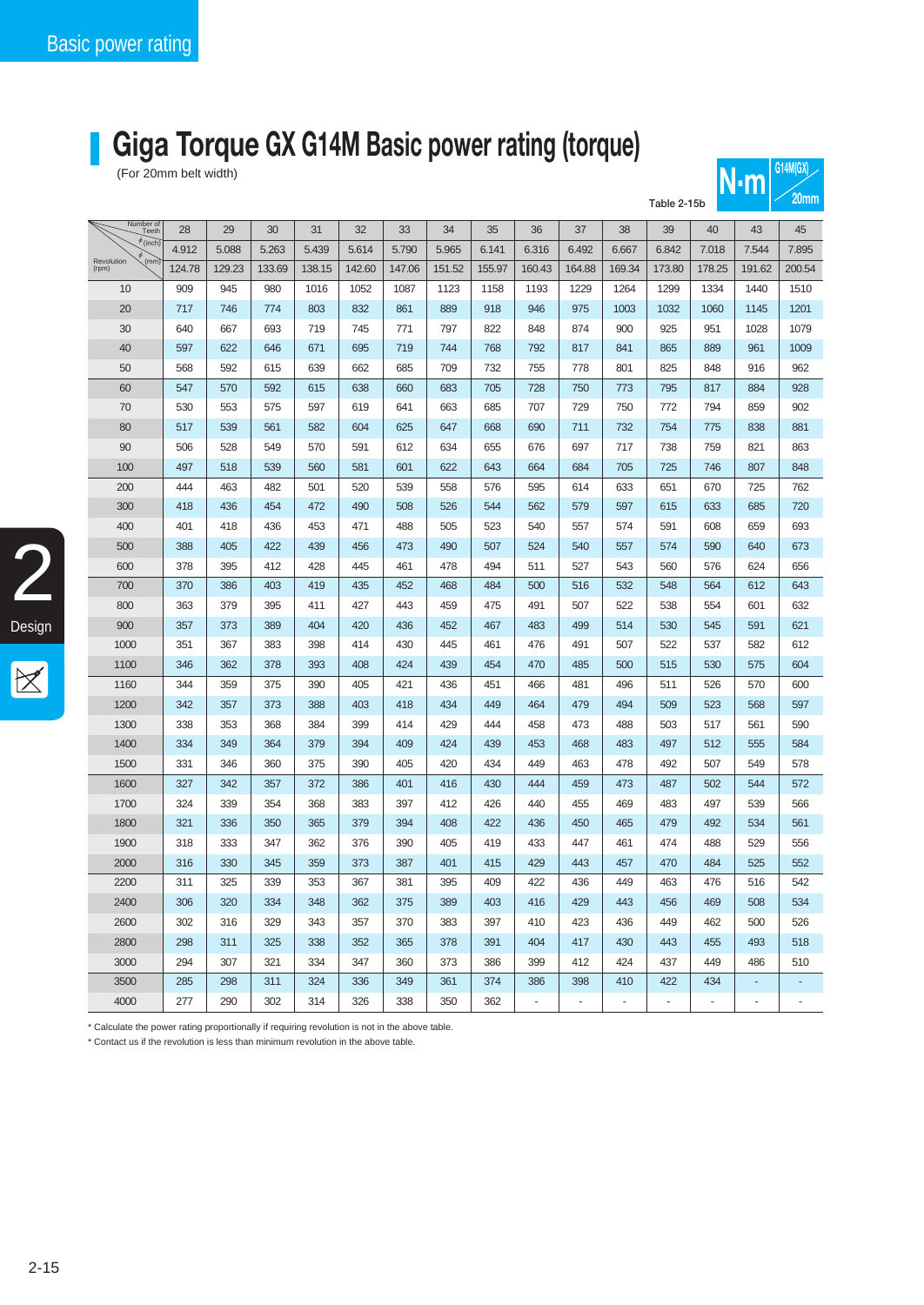# Giga Torque GX G14M Basic power rating (torque)

(For 20mm belt width)

Table 2-15b

N·m G14M(GX) 20mm

| Revolution (rpm) \ Number of Teeth | 28 | 29 | 30 | 31 | 32 | 33 | 34 | 35 | 36 | 37 | 38 | 39 | 40 | 43 | 45 |
|---|---|---|---|---|---|---|---|---|---|---|---|---|---|---|---|
| φ (inch) | 4.912 | 5.088 | 5.263 | 5.439 | 5.614 | 5.790 | 5.965 | 6.141 | 6.316 | 6.492 | 6.667 | 6.842 | 7.018 | 7.544 | 7.895 |
| φ (mm) | 124.78 | 129.23 | 133.69 | 138.15 | 142.60 | 147.06 | 151.52 | 155.97 | 160.43 | 164.88 | 169.34 | 173.80 | 178.25 | 191.62 | 200.54 |
| 10 | 909 | 945 | 980 | 1016 | 1052 | 1087 | 1123 | 1158 | 1193 | 1229 | 1264 | 1299 | 1334 | 1440 | 1510 |
| 20 | 717 | 746 | 774 | 803 | 832 | 861 | 889 | 918 | 946 | 975 | 1003 | 1032 | 1060 | 1145 | 1201 |
| 30 | 640 | 667 | 693 | 719 | 745 | 771 | 797 | 822 | 848 | 874 | 900 | 925 | 951 | 1028 | 1079 |
| 40 | 597 | 622 | 646 | 671 | 695 | 719 | 744 | 768 | 792 | 817 | 841 | 865 | 889 | 961 | 1009 |
| 50 | 568 | 592 | 615 | 639 | 662 | 685 | 709 | 732 | 755 | 778 | 801 | 825 | 848 | 916 | 962 |
| 60 | 547 | 570 | 592 | 615 | 638 | 660 | 683 | 705 | 728 | 750 | 773 | 795 | 817 | 884 | 928 |
| 70 | 530 | 553 | 575 | 597 | 619 | 641 | 663 | 685 | 707 | 729 | 750 | 772 | 794 | 859 | 902 |
| 80 | 517 | 539 | 561 | 582 | 604 | 625 | 647 | 668 | 690 | 711 | 732 | 754 | 775 | 838 | 881 |
| 90 | 506 | 528 | 549 | 570 | 591 | 612 | 634 | 655 | 676 | 697 | 717 | 738 | 759 | 821 | 863 |
| 100 | 497 | 518 | 539 | 560 | 581 | 601 | 622 | 643 | 664 | 684 | 705 | 725 | 746 | 807 | 848 |
| 200 | 444 | 463 | 482 | 501 | 520 | 539 | 558 | 576 | 595 | 614 | 633 | 651 | 670 | 725 | 762 |
| 300 | 418 | 436 | 454 | 472 | 490 | 508 | 526 | 544 | 562 | 579 | 597 | 615 | 633 | 685 | 720 |
| 400 | 401 | 418 | 436 | 453 | 471 | 488 | 505 | 523 | 540 | 557 | 574 | 591 | 608 | 659 | 693 |
| 500 | 388 | 405 | 422 | 439 | 456 | 473 | 490 | 507 | 524 | 540 | 557 | 574 | 590 | 640 | 673 |
| 600 | 378 | 395 | 412 | 428 | 445 | 461 | 478 | 494 | 511 | 527 | 543 | 560 | 576 | 624 | 656 |
| 700 | 370 | 386 | 403 | 419 | 435 | 452 | 468 | 484 | 500 | 516 | 532 | 548 | 564 | 612 | 643 |
| 800 | 363 | 379 | 395 | 411 | 427 | 443 | 459 | 475 | 491 | 507 | 522 | 538 | 554 | 601 | 632 |
| 900 | 357 | 373 | 389 | 404 | 420 | 436 | 452 | 467 | 483 | 499 | 514 | 530 | 545 | 591 | 621 |
| 1000 | 351 | 367 | 383 | 398 | 414 | 430 | 445 | 461 | 476 | 491 | 507 | 522 | 537 | 582 | 612 |
| 1100 | 346 | 362 | 378 | 393 | 408 | 424 | 439 | 454 | 470 | 485 | 500 | 515 | 530 | 575 | 604 |
| 1160 | 344 | 359 | 375 | 390 | 405 | 421 | 436 | 451 | 466 | 481 | 496 | 511 | 526 | 570 | 600 |
| 1200 | 342 | 357 | 373 | 388 | 403 | 418 | 434 | 449 | 464 | 479 | 494 | 509 | 523 | 568 | 597 |
| 1300 | 338 | 353 | 368 | 384 | 399 | 414 | 429 | 444 | 458 | 473 | 488 | 503 | 517 | 561 | 590 |
| 1400 | 334 | 349 | 364 | 379 | 394 | 409 | 424 | 439 | 453 | 468 | 483 | 497 | 512 | 555 | 584 |
| 1500 | 331 | 346 | 360 | 375 | 390 | 405 | 420 | 434 | 449 | 463 | 478 | 492 | 507 | 549 | 578 |
| 1600 | 327 | 342 | 357 | 372 | 386 | 401 | 416 | 430 | 444 | 459 | 473 | 487 | 502 | 544 | 572 |
| 1700 | 324 | 339 | 354 | 368 | 383 | 397 | 412 | 426 | 440 | 455 | 469 | 483 | 497 | 539 | 566 |
| 1800 | 321 | 336 | 350 | 365 | 379 | 394 | 408 | 422 | 436 | 450 | 465 | 479 | 492 | 534 | 561 |
| 1900 | 318 | 333 | 347 | 362 | 376 | 390 | 405 | 419 | 433 | 447 | 461 | 474 | 488 | 529 | 556 |
| 2000 | 316 | 330 | 345 | 359 | 373 | 387 | 401 | 415 | 429 | 443 | 457 | 470 | 484 | 525 | 552 |
| 2200 | 311 | 325 | 339 | 353 | 367 | 381 | 395 | 409 | 422 | 436 | 449 | 463 | 476 | 516 | 542 |
| 2400 | 306 | 320 | 334 | 348 | 362 | 375 | 389 | 403 | 416 | 429 | 443 | 456 | 469 | 508 | 534 |
| 2600 | 302 | 316 | 329 | 343 | 357 | 370 | 383 | 397 | 410 | 423 | 436 | 449 | 462 | 500 | 526 |
| 2800 | 298 | 311 | 325 | 338 | 352 | 365 | 378 | 391 | 404 | 417 | 430 | 443 | 455 | 493 | 518 |
| 3000 | 294 | 307 | 321 | 334 | 347 | 360 | 373 | 386 | 399 | 412 | 424 | 437 | 449 | 486 | 510 |
| 3500 | 285 | 298 | 311 | 324 | 336 | 349 | 361 | 374 | 386 | 398 | 410 | 422 | 434 | - | - |
| 4000 | 277 | 290 | 302 | 314 | 326 | 338 | 350 | 362 | - | - | - | - | - | - | - |

* Calculate the power rating proportionally if requiring revolution is not in the above table.
* Contact us if the revolution is less than minimum revolution in the above table.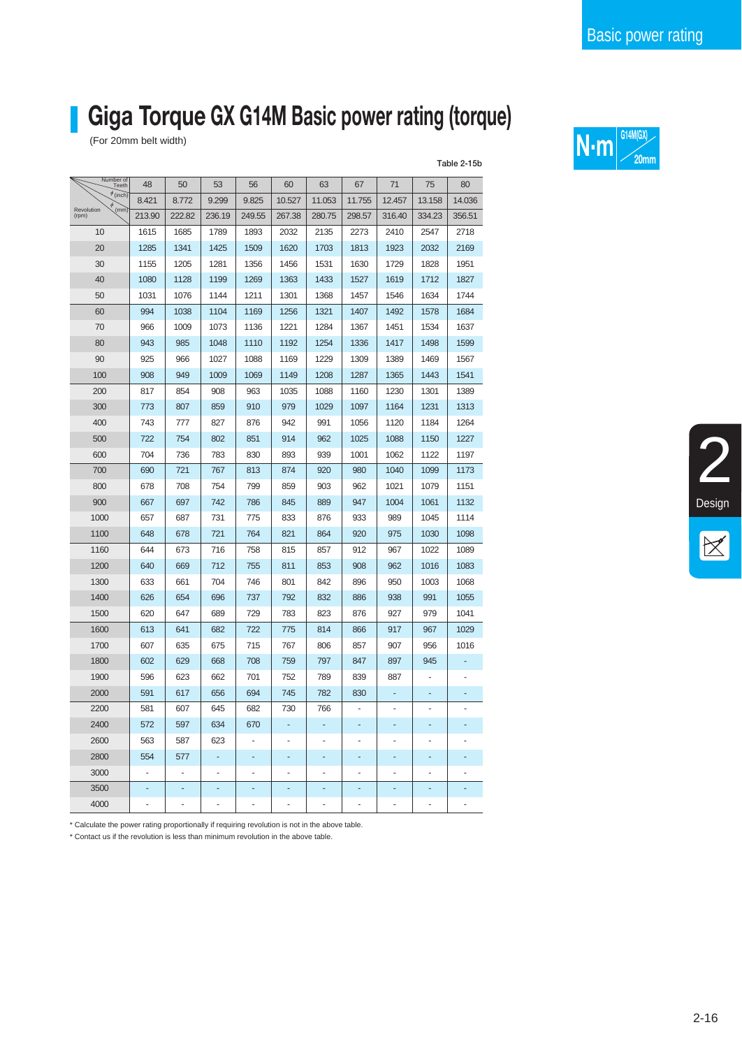# Giga Torque GX G14M Basic power rating (torque)

(For 20mm belt width)

N·m G14M(GX) 20mm

Table 2-15b

| Number of Teeth | 48 | 50 | 53 | 56 | 60 | 63 | 67 | 71 | 75 | 80 |
|---|---|---|---|---|---|---|---|---|---|---|
| φ (inch) | 8.421 | 8.772 | 9.299 | 9.825 | 10.527 | 11.053 | 11.755 | 12.457 | 13.158 | 14.036 |
| Revolution (rpm) / φ (mm) | 213.90 | 222.82 | 236.19 | 249.55 | 267.38 | 280.75 | 298.57 | 316.40 | 334.23 | 356.51 |
| 10 | 1615 | 1685 | 1789 | 1893 | 2032 | 2135 | 2273 | 2410 | 2547 | 2718 |
| 20 | 1285 | 1341 | 1425 | 1509 | 1620 | 1703 | 1813 | 1923 | 2032 | 2169 |
| 30 | 1155 | 1205 | 1281 | 1356 | 1456 | 1531 | 1630 | 1729 | 1828 | 1951 |
| 40 | 1080 | 1128 | 1199 | 1269 | 1363 | 1433 | 1527 | 1619 | 1712 | 1827 |
| 50 | 1031 | 1076 | 1144 | 1211 | 1301 | 1368 | 1457 | 1546 | 1634 | 1744 |
| 60 | 994 | 1038 | 1104 | 1169 | 1256 | 1321 | 1407 | 1492 | 1578 | 1684 |
| 70 | 966 | 1009 | 1073 | 1136 | 1221 | 1284 | 1367 | 1451 | 1534 | 1637 |
| 80 | 943 | 985 | 1048 | 1110 | 1192 | 1254 | 1336 | 1417 | 1498 | 1599 |
| 90 | 925 | 966 | 1027 | 1088 | 1169 | 1229 | 1309 | 1389 | 1469 | 1567 |
| 100 | 908 | 949 | 1009 | 1069 | 1149 | 1208 | 1287 | 1365 | 1443 | 1541 |
| 200 | 817 | 854 | 908 | 963 | 1035 | 1088 | 1160 | 1230 | 1301 | 1389 |
| 300 | 773 | 807 | 859 | 910 | 979 | 1029 | 1097 | 1164 | 1231 | 1313 |
| 400 | 743 | 777 | 827 | 876 | 942 | 991 | 1056 | 1120 | 1184 | 1264 |
| 500 | 722 | 754 | 802 | 851 | 914 | 962 | 1025 | 1088 | 1150 | 1227 |
| 600 | 704 | 736 | 783 | 830 | 893 | 939 | 1001 | 1062 | 1122 | 1197 |
| 700 | 690 | 721 | 767 | 813 | 874 | 920 | 980 | 1040 | 1099 | 1173 |
| 800 | 678 | 708 | 754 | 799 | 859 | 903 | 962 | 1021 | 1079 | 1151 |
| 900 | 667 | 697 | 742 | 786 | 845 | 889 | 947 | 1004 | 1061 | 1132 |
| 1000 | 657 | 687 | 731 | 775 | 833 | 876 | 933 | 989 | 1045 | 1114 |
| 1100 | 648 | 678 | 721 | 764 | 821 | 864 | 920 | 975 | 1030 | 1098 |
| 1160 | 644 | 673 | 716 | 758 | 815 | 857 | 912 | 967 | 1022 | 1089 |
| 1200 | 640 | 669 | 712 | 755 | 811 | 853 | 908 | 962 | 1016 | 1083 |
| 1300 | 633 | 661 | 704 | 746 | 801 | 842 | 896 | 950 | 1003 | 1068 |
| 1400 | 626 | 654 | 696 | 737 | 792 | 832 | 886 | 938 | 991 | 1055 |
| 1500 | 620 | 647 | 689 | 729 | 783 | 823 | 876 | 927 | 979 | 1041 |
| 1600 | 613 | 641 | 682 | 722 | 775 | 814 | 866 | 917 | 967 | 1029 |
| 1700 | 607 | 635 | 675 | 715 | 767 | 806 | 857 | 907 | 956 | 1016 |
| 1800 | 602 | 629 | 668 | 708 | 759 | 797 | 847 | 897 | 945 | - |
| 1900 | 596 | 623 | 662 | 701 | 752 | 789 | 839 | 887 | - | - |
| 2000 | 591 | 617 | 656 | 694 | 745 | 782 | 830 | - | - | - |
| 2200 | 581 | 607 | 645 | 682 | 730 | 766 | - | - | - | - |
| 2400 | 572 | 597 | 634 | 670 | - | - | - | - | - | - |
| 2600 | 563 | 587 | 623 | - | - | - | - | - | - | - |
| 2800 | 554 | 577 | - | - | - | - | - | - | - | - |
| 3000 | - | - | - | - | - | - | - | - | - | - |
| 3500 | - | - | - | - | - | - | - | - | - | - |
| 4000 | - | - | - | - | - | - | - | - | - | - |

* Calculate the power rating proportionally if requiring revolution is not in the above table.
* Contact us if the revolution is less than minimum revolution in the above table.